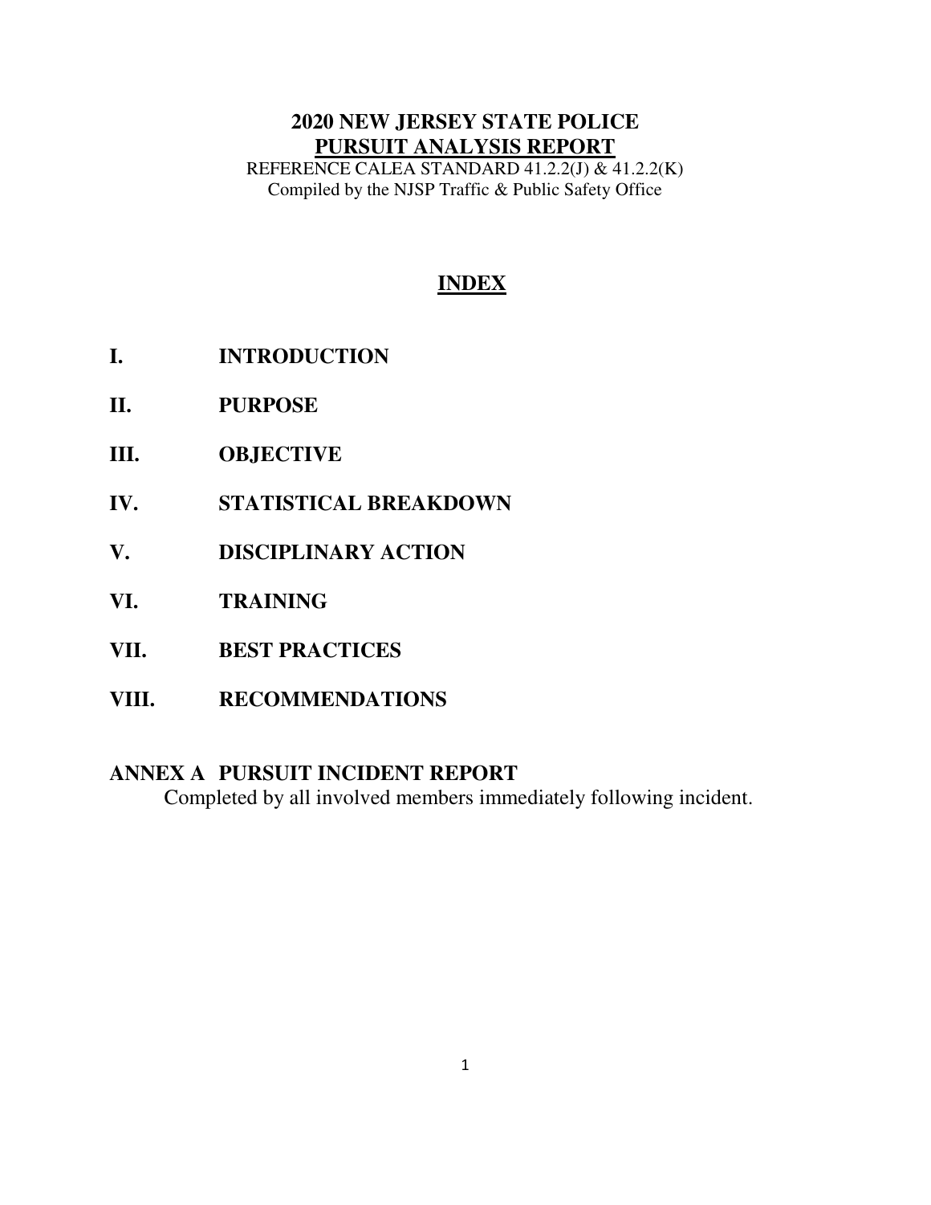# 2020 NEW JERSEY STATE POLICE
# PURSUIT ANALYSIS REPORT

REFERENCE CALEA STANDARD 41.2.2(J) & 41.2.2(K)
Compiled by the NJSP Traffic & Public Safety Office

## INDEX

**I. INTRODUCTION**

**II. PURPOSE**

**III. OBJECTIVE**

**IV. STATISTICAL BREAKDOWN**

**V. DISCIPLINARY ACTION**

**VI. TRAINING**

**VII. BEST PRACTICES**

**VIII. RECOMMENDATIONS**

**ANNEX A PURSUIT INCIDENT REPORT**

Completed by all involved members immediately following incident.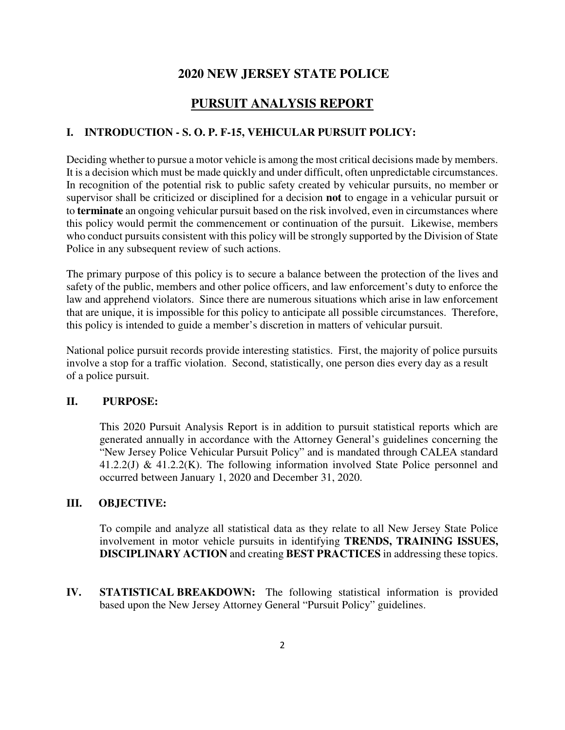# 2020 NEW JERSEY STATE POLICE

## PURSUIT ANALYSIS REPORT

### I. INTRODUCTION - S. O. P. F-15, VEHICULAR PURSUIT POLICY:

Deciding whether to pursue a motor vehicle is among the most critical decisions made by members. It is a decision which must be made quickly and under difficult, often unpredictable circumstances. In recognition of the potential risk to public safety created by vehicular pursuits, no member or supervisor shall be criticized or disciplined for a decision **not** to engage in a vehicular pursuit or to **terminate** an ongoing vehicular pursuit based on the risk involved, even in circumstances where this policy would permit the commencement or continuation of the pursuit. Likewise, members who conduct pursuits consistent with this policy will be strongly supported by the Division of State Police in any subsequent review of such actions.

The primary purpose of this policy is to secure a balance between the protection of the lives and safety of the public, members and other police officers, and law enforcement's duty to enforce the law and apprehend violators. Since there are numerous situations which arise in law enforcement that are unique, it is impossible for this policy to anticipate all possible circumstances. Therefore, this policy is intended to guide a member's discretion in matters of vehicular pursuit.

National police pursuit records provide interesting statistics. First, the majority of police pursuits involve a stop for a traffic violation. Second, statistically, one person dies every day as a result of a police pursuit.

### II. PURPOSE:

This 2020 Pursuit Analysis Report is in addition to pursuit statistical reports which are generated annually in accordance with the Attorney General's guidelines concerning the "New Jersey Police Vehicular Pursuit Policy" and is mandated through CALEA standard 41.2.2(J) & 41.2.2(K). The following information involved State Police personnel and occurred between January 1, 2020 and December 31, 2020.

### III. OBJECTIVE:

To compile and analyze all statistical data as they relate to all New Jersey State Police involvement in motor vehicle pursuits in identifying **TRENDS, TRAINING ISSUES, DISCIPLINARY ACTION** and creating **BEST PRACTICES** in addressing these topics.

### IV. STATISTICAL BREAKDOWN:

The following statistical information is provided based upon the New Jersey Attorney General "Pursuit Policy" guidelines.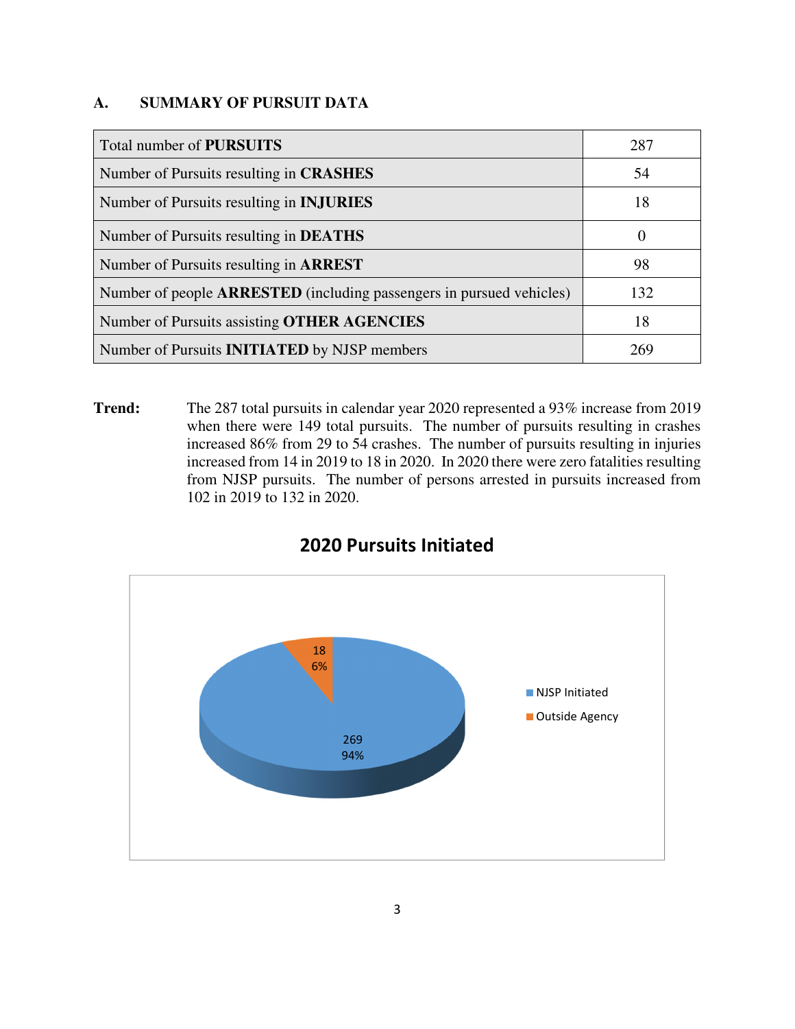## A. SUMMARY OF PURSUIT DATA

| | |
|---|---|
| Total number of **PURSUITS** | 287 |
| Number of Pursuits resulting in **CRASHES** | 54 |
| Number of Pursuits resulting in **INJURIES** | 18 |
| Number of Pursuits resulting in **DEATHS** | 0 |
| Number of Pursuits resulting in **ARREST** | 98 |
| Number of people **ARRESTED** (including passengers in pursued vehicles) | 132 |
| Number of Pursuits assisting **OTHER AGENCIES** | 18 |
| Number of Pursuits **INITIATED** by NJSP members | 269 |

**Trend:** The 287 total pursuits in calendar year 2020 represented a 93% increase from 2019 when there were 149 total pursuits. The number of pursuits resulting in crashes increased 86% from 29 to 54 crashes. The number of pursuits resulting in injuries increased from 14 in 2019 to 18 in 2020. In 2020 there were zero fatalities resulting from NJSP pursuits. The number of persons arrested in pursuits increased from 102 in 2019 to 132 in 2020.

**2020 Pursuits Initiated**

| | Count | Percent |
|---|---|---|
| NJSP Initiated | 269 | 94% |
| Outside Agency | 18 | 6% |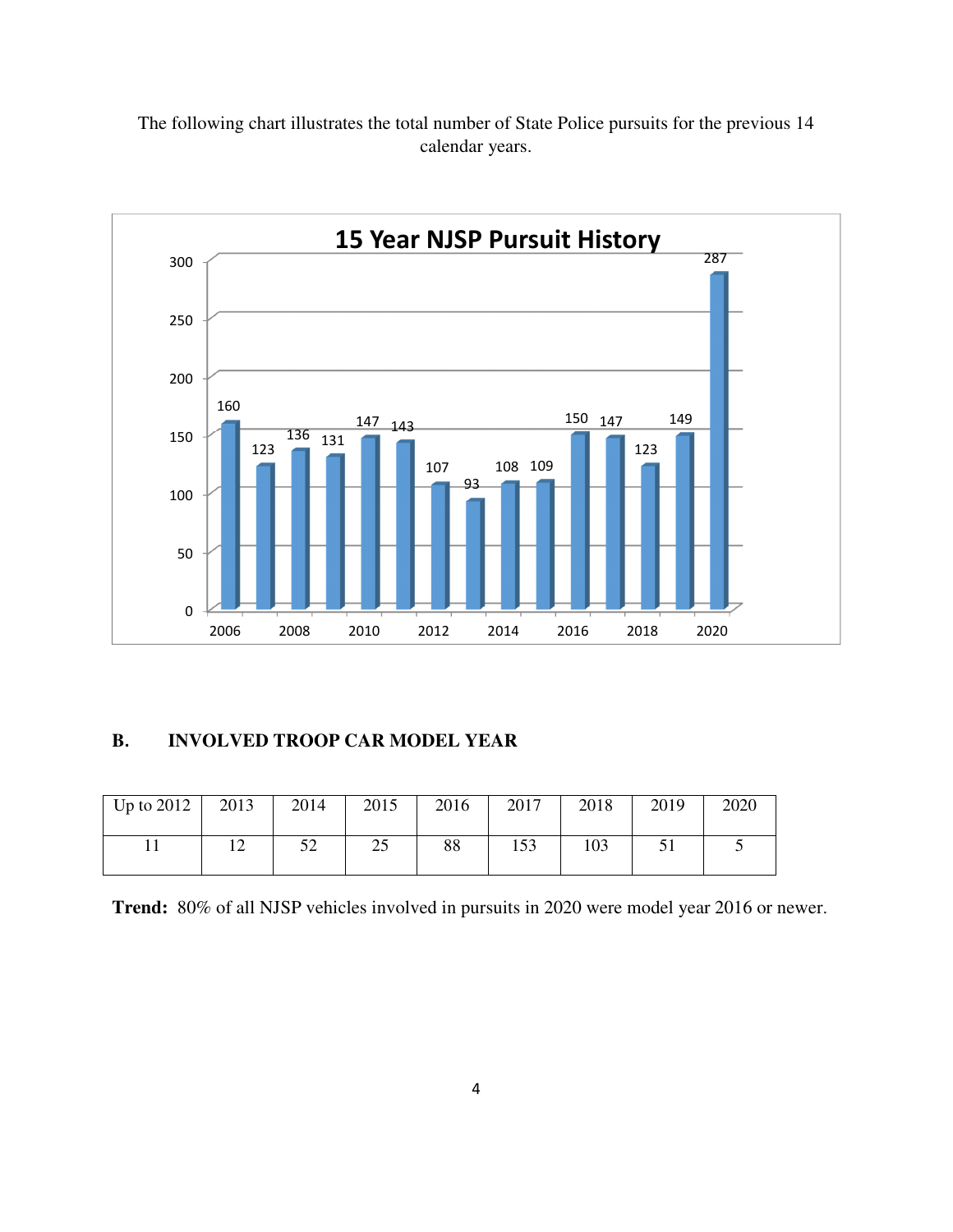The following chart illustrates the total number of State Police pursuits for the previous 14 calendar years.

**15 Year NJSP Pursuit History**

| 2006 | 2007 | 2008 | 2009 | 2010 | 2011 | 2012 | 2013 | 2014 | 2015 | 2016 | 2017 | 2018 | 2019 | 2020 |
|---|---|---|---|---|---|---|---|---|---|---|---|---|---|---|
| 160 | 123 | 136 | 131 | 147 | 143 | 107 | 93 | 108 | 109 | 150 | 147 | 123 | 149 | 287 |

## B. INVOLVED TROOP CAR MODEL YEAR

| Up to 2012 | 2013 | 2014 | 2015 | 2016 | 2017 | 2018 | 2019 | 2020 |
|---|---|---|---|---|---|---|---|---|
| 11 | 12 | 52 | 25 | 88 | 153 | 103 | 51 | 5 |

**Trend:** 80% of all NJSP vehicles involved in pursuits in 2020 were model year 2016 or newer.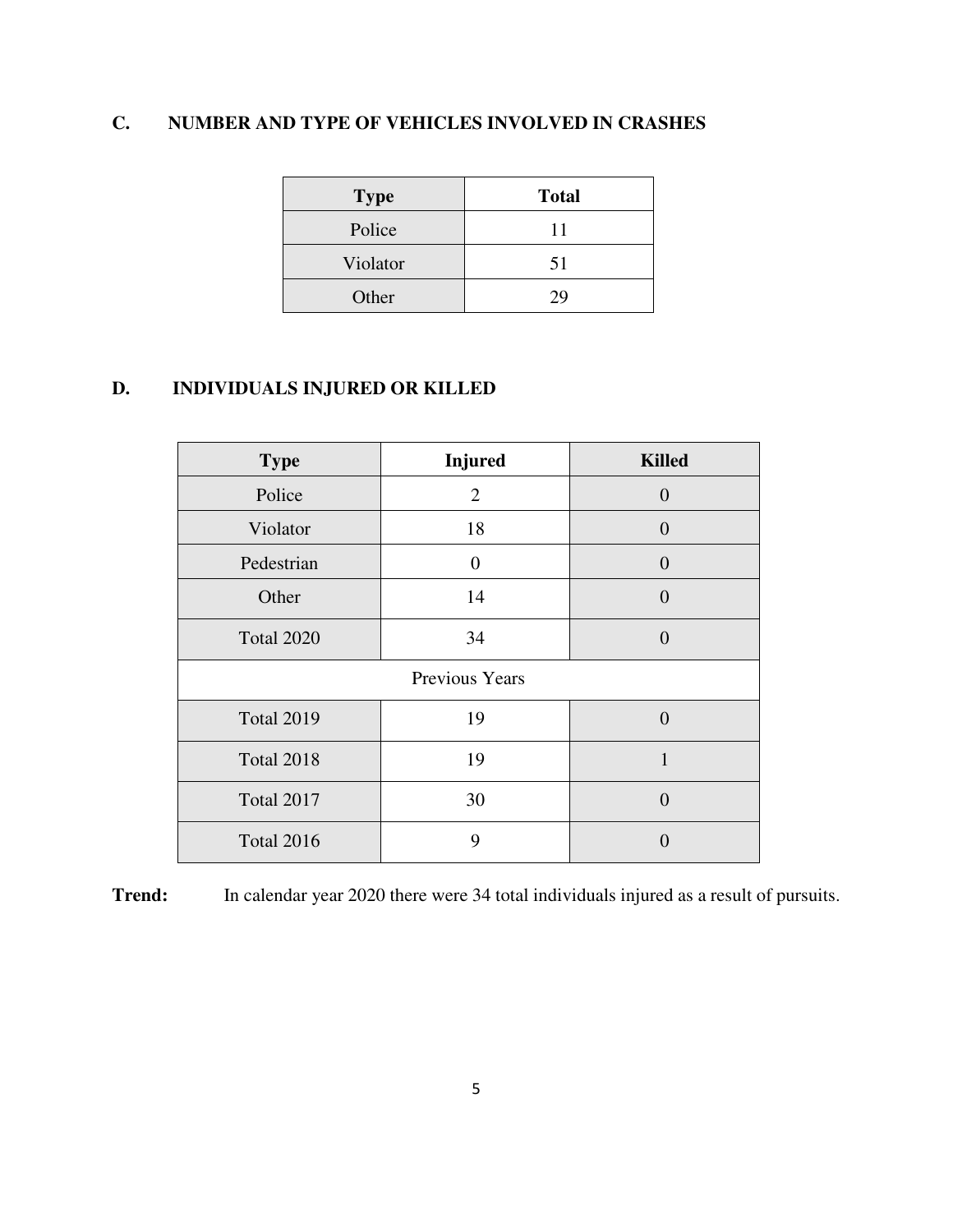## C. NUMBER AND TYPE OF VEHICLES INVOLVED IN CRASHES

| Type | Total |
|---|---|
| Police | 11 |
| Violator | 51 |
| Other | 29 |

## D. INDIVIDUALS INJURED OR KILLED

| Type | Injured | Killed |
|---|---|---|
| Police | 2 | 0 |
| Violator | 18 | 0 |
| Pedestrian | 0 | 0 |
| Other | 14 | 0 |
| Total 2020 | 34 | 0 |
| Previous Years | | |
| Total 2019 | 19 | 0 |
| Total 2018 | 19 | 1 |
| Total 2017 | 30 | 0 |
| Total 2016 | 9 | 0 |

**Trend:** In calendar year 2020 there were 34 total individuals injured as a result of pursuits.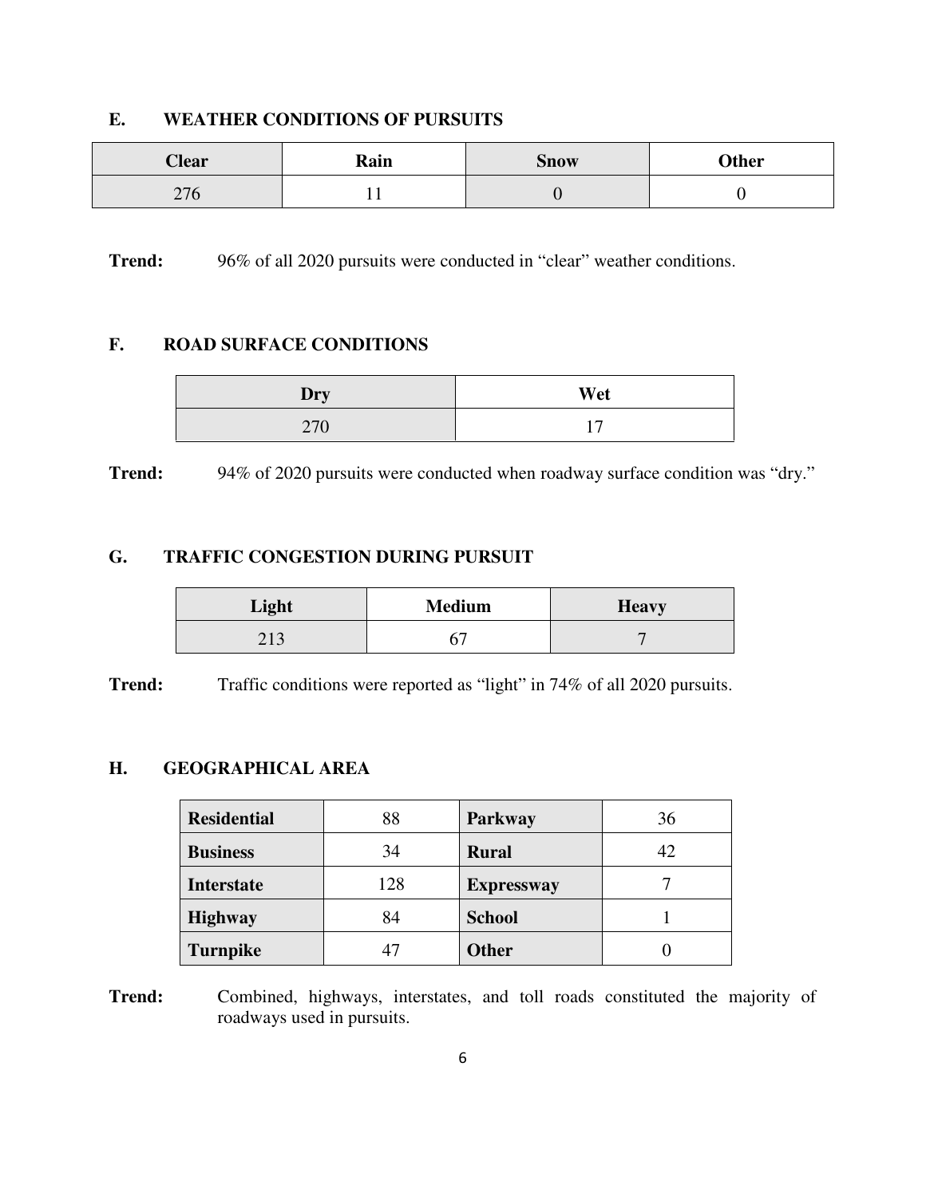## E. WEATHER CONDITIONS OF PURSUITS

| Clear | Rain | Snow | Other |
|---|---|---|---|
| 276 | 11 | 0 | 0 |

**Trend:** 96% of all 2020 pursuits were conducted in "clear" weather conditions.

## F. ROAD SURFACE CONDITIONS

| Dry | Wet |
|---|---|
| 270 | 17 |

**Trend:** 94% of 2020 pursuits were conducted when roadway surface condition was "dry."

## G. TRAFFIC CONGESTION DURING PURSUIT

| Light | Medium | Heavy |
|---|---|---|
| 213 | 67 | 7 |

**Trend:** Traffic conditions were reported as "light" in 74% of all 2020 pursuits.

## H. GEOGRAPHICAL AREA

| | | | |
|---|---|---|---|
| **Residential** | 88 | **Parkway** | 36 |
| **Business** | 34 | **Rural** | 42 |
| **Interstate** | 128 | **Expressway** | 7 |
| **Highway** | 84 | **School** | 1 |
| **Turnpike** | 47 | **Other** | 0 |

**Trend:** Combined, highways, interstates, and toll roads constituted the majority of roadways used in pursuits.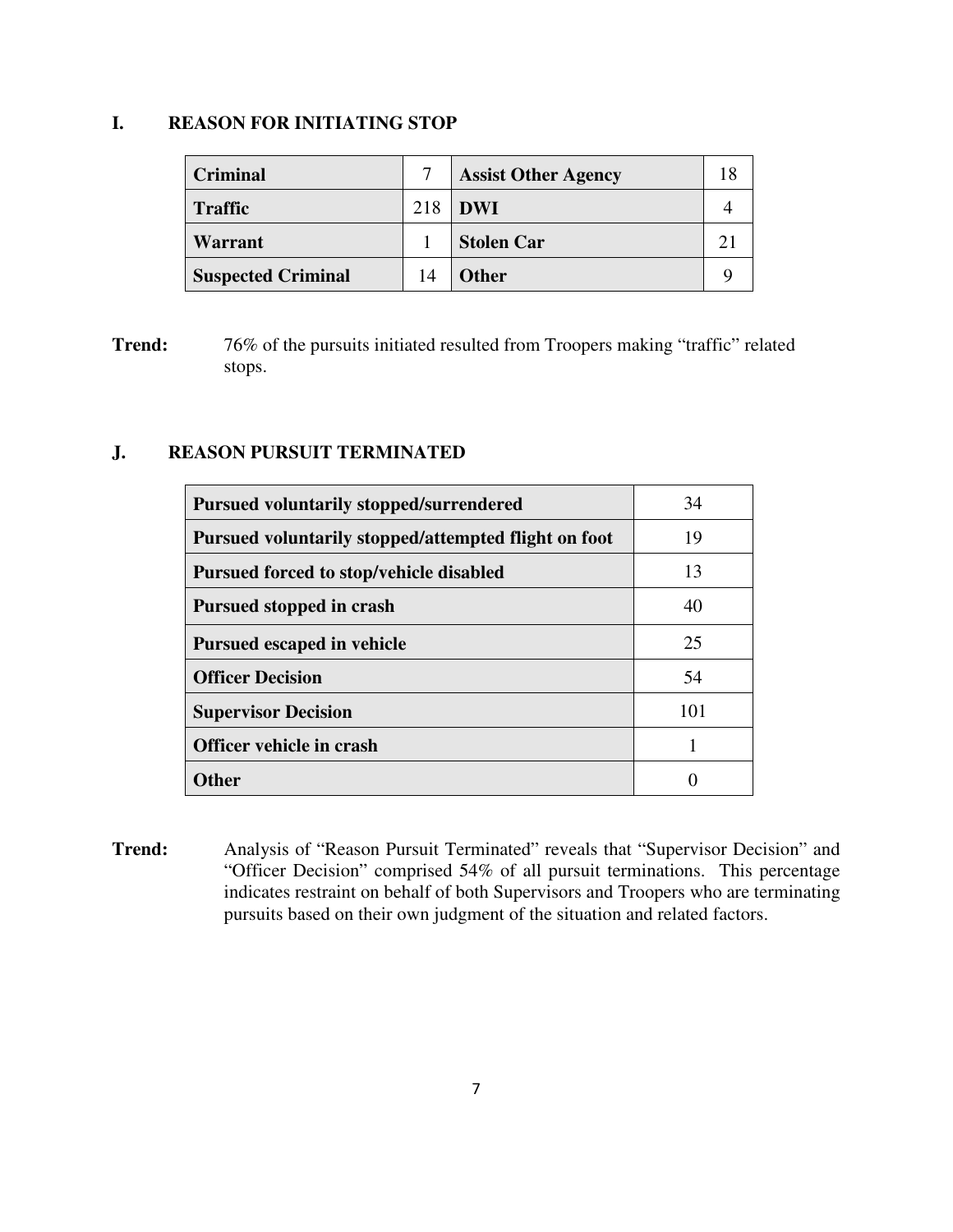## I. REASON FOR INITIATING STOP

| | | | |
|---|---|---|---|
| **Criminal** | 7 | **Assist Other Agency** | 18 |
| **Traffic** | 218 | **DWI** | 4 |
| **Warrant** | 1 | **Stolen Car** | 21 |
| **Suspected Criminal** | 14 | **Other** | 9 |

**Trend:** 76% of the pursuits initiated resulted from Troopers making "traffic" related stops.

## J. REASON PURSUIT TERMINATED

| | |
|---|---|
| **Pursued voluntarily stopped/surrendered** | 34 |
| **Pursued voluntarily stopped/attempted flight on foot** | 19 |
| **Pursued forced to stop/vehicle disabled** | 13 |
| **Pursued stopped in crash** | 40 |
| **Pursued escaped in vehicle** | 25 |
| **Officer Decision** | 54 |
| **Supervisor Decision** | 101 |
| **Officer vehicle in crash** | 1 |
| **Other** | 0 |

**Trend:** Analysis of "Reason Pursuit Terminated" reveals that "Supervisor Decision" and "Officer Decision" comprised 54% of all pursuit terminations. This percentage indicates restraint on behalf of both Supervisors and Troopers who are terminating pursuits based on their own judgment of the situation and related factors.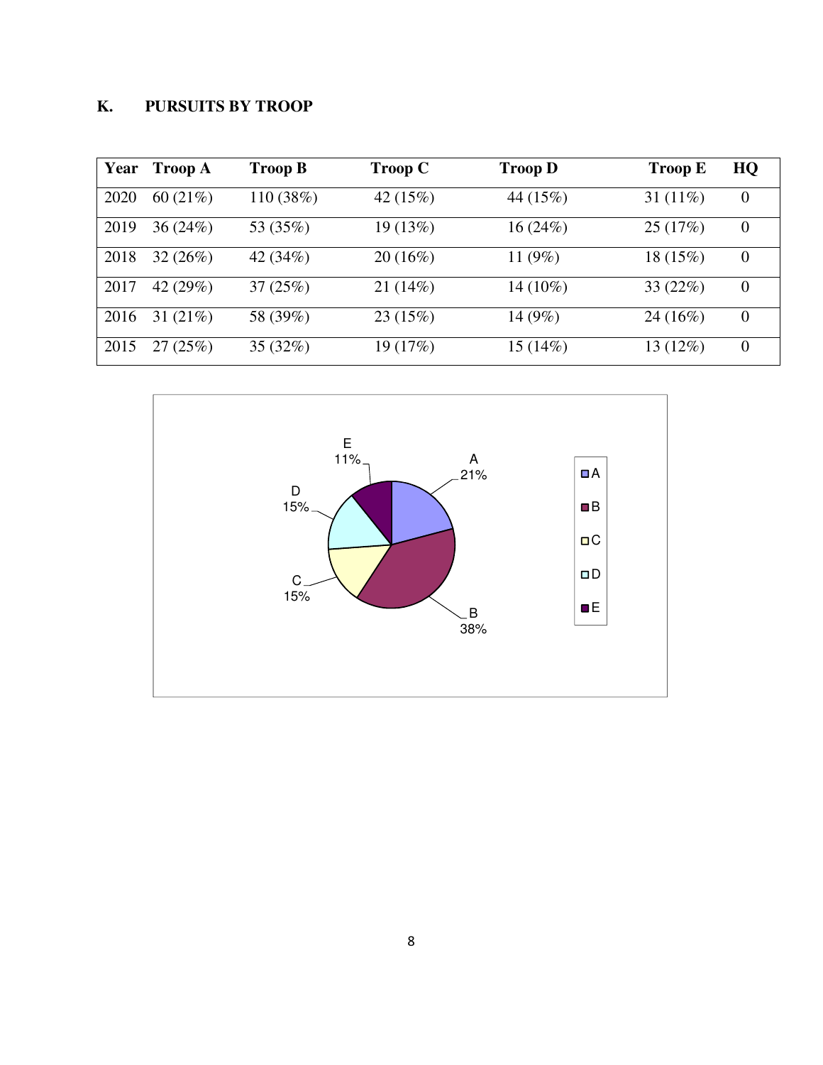## K. PURSUITS BY TROOP

| Year | Troop A | Troop B | Troop C | Troop D | Troop E | HQ |
|---|---|---|---|---|---|---|
| 2020 | 60 (21%) | 110 (38%) | 42 (15%) | 44 (15%) | 31 (11%) | 0 |
| 2019 | 36 (24%) | 53 (35%) | 19 (13%) | 16 (24%) | 25 (17%) | 0 |
| 2018 | 32 (26%) | 42 (34%) | 20 (16%) | 11 (9%) | 18 (15%) | 0 |
| 2017 | 42 (29%) | 37 (25%) | 21 (14%) | 14 (10%) | 33 (22%) | 0 |
| 2016 | 31 (21%) | 58 (39%) | 23 (15%) | 14 (9%) | 24 (16%) | 0 |
| 2015 | 27 (25%) | 35 (32%) | 19 (17%) | 15 (14%) | 13 (12%) | 0 |

A 21%
B 38%
C 15%
D 15%
E 11%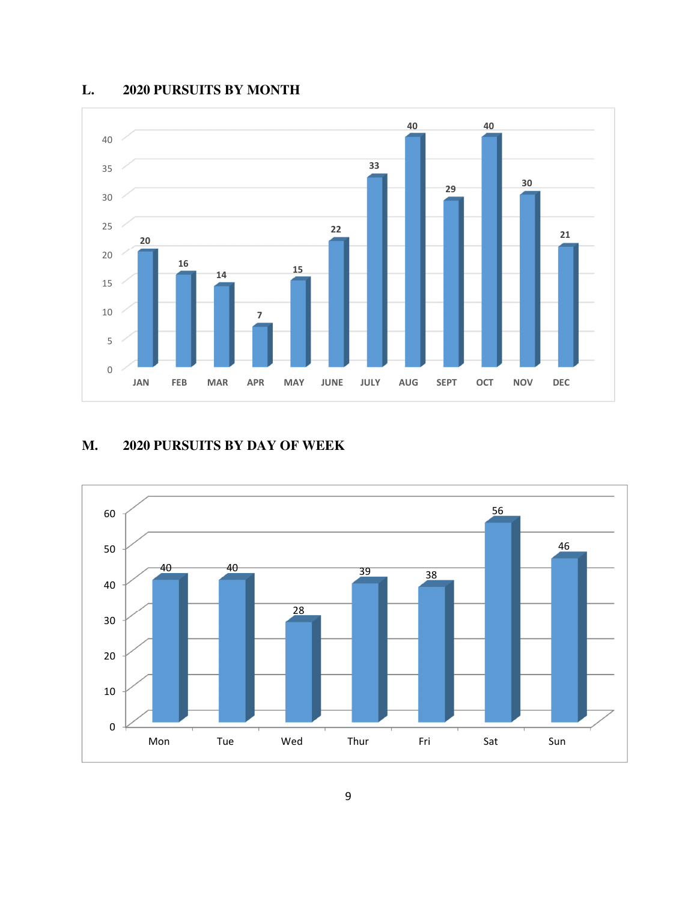## L. 2020 PURSUITS BY MONTH

| Month | Pursuits |
|---|---|
| JAN | 20 |
| FEB | 16 |
| MAR | 14 |
| APR | 7 |
| MAY | 15 |
| JUNE | 22 |
| JULY | 33 |
| AUG | 40 |
| SEPT | 29 |
| OCT | 40 |
| NOV | 30 |
| DEC | 21 |

## M. 2020 PURSUITS BY DAY OF WEEK

| Day | Pursuits |
|---|---|
| Mon | 40 |
| Tue | 40 |
| Wed | 28 |
| Thur | 39 |
| Fri | 38 |
| Sat | 56 |
| Sun | 46 |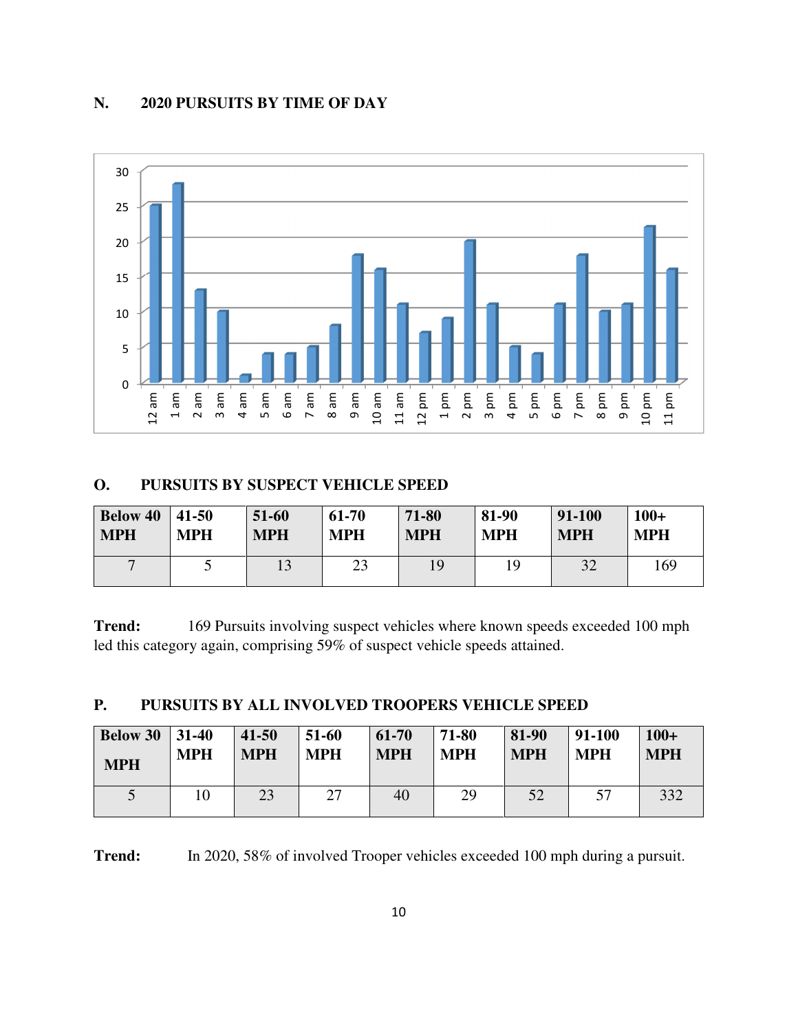**N. 2020 PURSUITS BY TIME OF DAY**

**O. PURSUITS BY SUSPECT VEHICLE SPEED**

| Below 40 MPH | 41-50 MPH | 51-60 MPH | 61-70 MPH | 71-80 MPH | 81-90 MPH | 91-100 MPH | 100+ MPH |
|---|---|---|---|---|---|---|---|
| 7 | 5 | 13 | 23 | 19 | 19 | 32 | 169 |

**Trend:** 169 Pursuits involving suspect vehicles where known speeds exceeded 100 mph led this category again, comprising 59% of suspect vehicle speeds attained.

**P. PURSUITS BY ALL INVOLVED TROOPERS VEHICLE SPEED**

| Below 30 MPH | 31-40 MPH | 41-50 MPH | 51-60 MPH | 61-70 MPH | 71-80 MPH | 81-90 MPH | 91-100 MPH | 100+ MPH |
|---|---|---|---|---|---|---|---|---|
| 5 | 10 | 23 | 27 | 40 | 29 | 52 | 57 | 332 |

**Trend:** In 2020, 58% of involved Trooper vehicles exceeded 100 mph during a pursuit.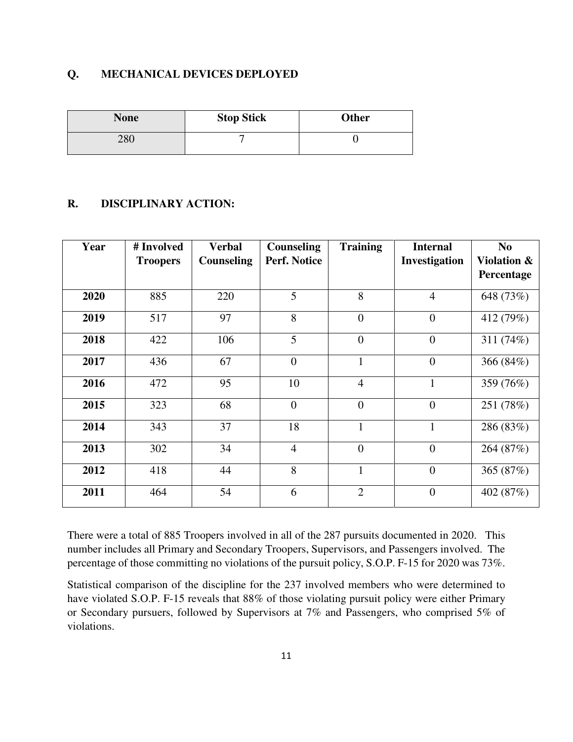## Q. MECHANICAL DEVICES DEPLOYED

| None | Stop Stick | Other |
|---|---|---|
| 280 | 7 | 0 |

## R. DISCIPLINARY ACTION:

| Year | # Involved Troopers | Verbal Counseling | Counseling Perf. Notice | Training | Internal Investigation | No Violation & Percentage |
|---|---|---|---|---|---|---|
| **2020** | 885 | 220 | 5 | 8 | 4 | 648 (73%) |
| **2019** | 517 | 97 | 8 | 0 | 0 | 412 (79%) |
| **2018** | 422 | 106 | 5 | 0 | 0 | 311 (74%) |
| **2017** | 436 | 67 | 0 | 1 | 0 | 366 (84%) |
| **2016** | 472 | 95 | 10 | 4 | 1 | 359 (76%) |
| **2015** | 323 | 68 | 0 | 0 | 0 | 251 (78%) |
| **2014** | 343 | 37 | 18 | 1 | 1 | 286 (83%) |
| **2013** | 302 | 34 | 4 | 0 | 0 | 264 (87%) |
| **2012** | 418 | 44 | 8 | 1 | 0 | 365 (87%) |
| **2011** | 464 | 54 | 6 | 2 | 0 | 402 (87%) |

There were a total of 885 Troopers involved in all of the 287 pursuits documented in 2020. This number includes all Primary and Secondary Troopers, Supervisors, and Passengers involved. The percentage of those committing no violations of the pursuit policy, S.O.P. F-15 for 2020 was 73%.

Statistical comparison of the discipline for the 237 involved members who were determined to have violated S.O.P. F-15 reveals that 88% of those violating pursuit policy were either Primary or Secondary pursuers, followed by Supervisors at 7% and Passengers, who comprised 5% of violations.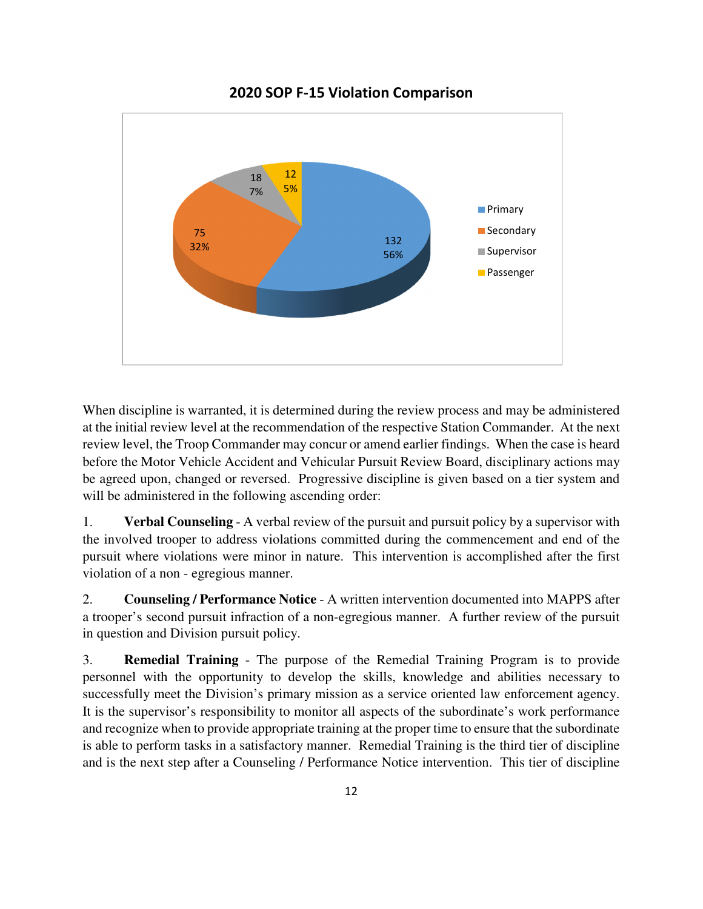**2020 SOP F-15 Violation Comparison**

| Category | Count | Percentage |
|---|---|---|
| Primary | 132 | 56% |
| Secondary | 75 | 32% |
| Supervisor | 18 | 7% |
| Passenger | 12 | 5% |

When discipline is warranted, it is determined during the review process and may be administered at the initial review level at the recommendation of the respective Station Commander. At the next review level, the Troop Commander may concur or amend earlier findings. When the case is heard before the Motor Vehicle Accident and Vehicular Pursuit Review Board, disciplinary actions may be agreed upon, changed or reversed. Progressive discipline is given based on a tier system and will be administered in the following ascending order:

1. **Verbal Counseling** - A verbal review of the pursuit and pursuit policy by a supervisor with the involved trooper to address violations committed during the commencement and end of the pursuit where violations were minor in nature. This intervention is accomplished after the first violation of a non - egregious manner.

2. **Counseling / Performance Notice** - A written intervention documented into MAPPS after a trooper's second pursuit infraction of a non-egregious manner. A further review of the pursuit in question and Division pursuit policy.

3. **Remedial Training** - The purpose of the Remedial Training Program is to provide personnel with the opportunity to develop the skills, knowledge and abilities necessary to successfully meet the Division's primary mission as a service oriented law enforcement agency. It is the supervisor's responsibility to monitor all aspects of the subordinate's work performance and recognize when to provide appropriate training at the proper time to ensure that the subordinate is able to perform tasks in a satisfactory manner. Remedial Training is the third tier of discipline and is the next step after a Counseling / Performance Notice intervention. This tier of discipline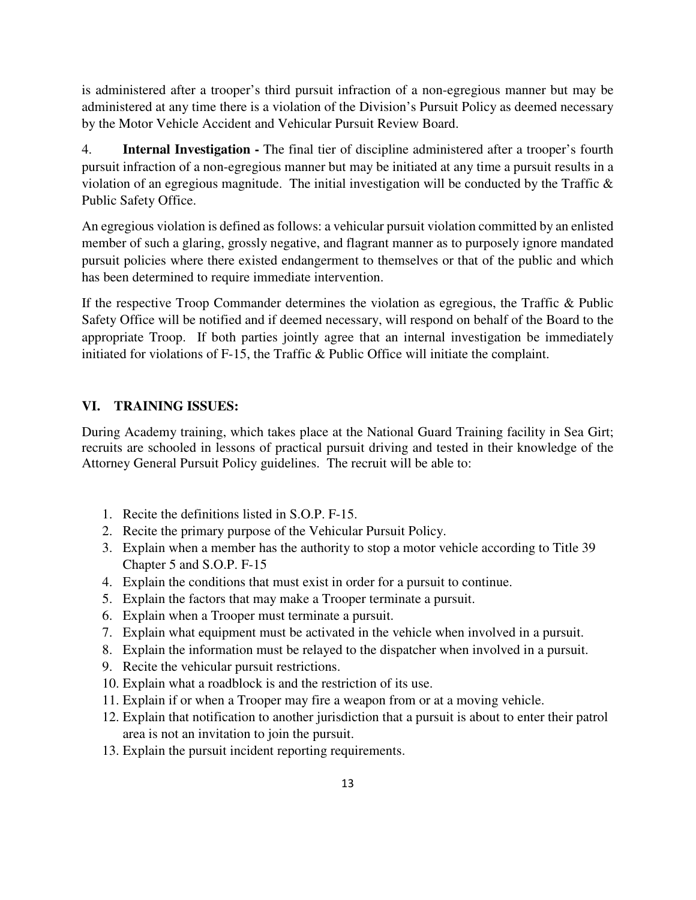is administered after a trooper's third pursuit infraction of a non-egregious manner but may be administered at any time there is a violation of the Division's Pursuit Policy as deemed necessary by the Motor Vehicle Accident and Vehicular Pursuit Review Board.

4. **Internal Investigation -** The final tier of discipline administered after a trooper's fourth pursuit infraction of a non-egregious manner but may be initiated at any time a pursuit results in a violation of an egregious magnitude. The initial investigation will be conducted by the Traffic & Public Safety Office.

An egregious violation is defined as follows: a vehicular pursuit violation committed by an enlisted member of such a glaring, grossly negative, and flagrant manner as to purposely ignore mandated pursuit policies where there existed endangerment to themselves or that of the public and which has been determined to require immediate intervention.

If the respective Troop Commander determines the violation as egregious, the Traffic & Public Safety Office will be notified and if deemed necessary, will respond on behalf of the Board to the appropriate Troop. If both parties jointly agree that an internal investigation be immediately initiated for violations of F-15, the Traffic & Public Office will initiate the complaint.

## VI. TRAINING ISSUES:

During Academy training, which takes place at the National Guard Training facility in Sea Girt; recruits are schooled in lessons of practical pursuit driving and tested in their knowledge of the Attorney General Pursuit Policy guidelines. The recruit will be able to:

1. Recite the definitions listed in S.O.P. F-15.
2. Recite the primary purpose of the Vehicular Pursuit Policy.
3. Explain when a member has the authority to stop a motor vehicle according to Title 39 Chapter 5 and S.O.P. F-15
4. Explain the conditions that must exist in order for a pursuit to continue.
5. Explain the factors that may make a Trooper terminate a pursuit.
6. Explain when a Trooper must terminate a pursuit.
7. Explain what equipment must be activated in the vehicle when involved in a pursuit.
8. Explain the information must be relayed to the dispatcher when involved in a pursuit.
9. Recite the vehicular pursuit restrictions.
10. Explain what a roadblock is and the restriction of its use.
11. Explain if or when a Trooper may fire a weapon from or at a moving vehicle.
12. Explain that notification to another jurisdiction that a pursuit is about to enter their patrol area is not an invitation to join the pursuit.
13. Explain the pursuit incident reporting requirements.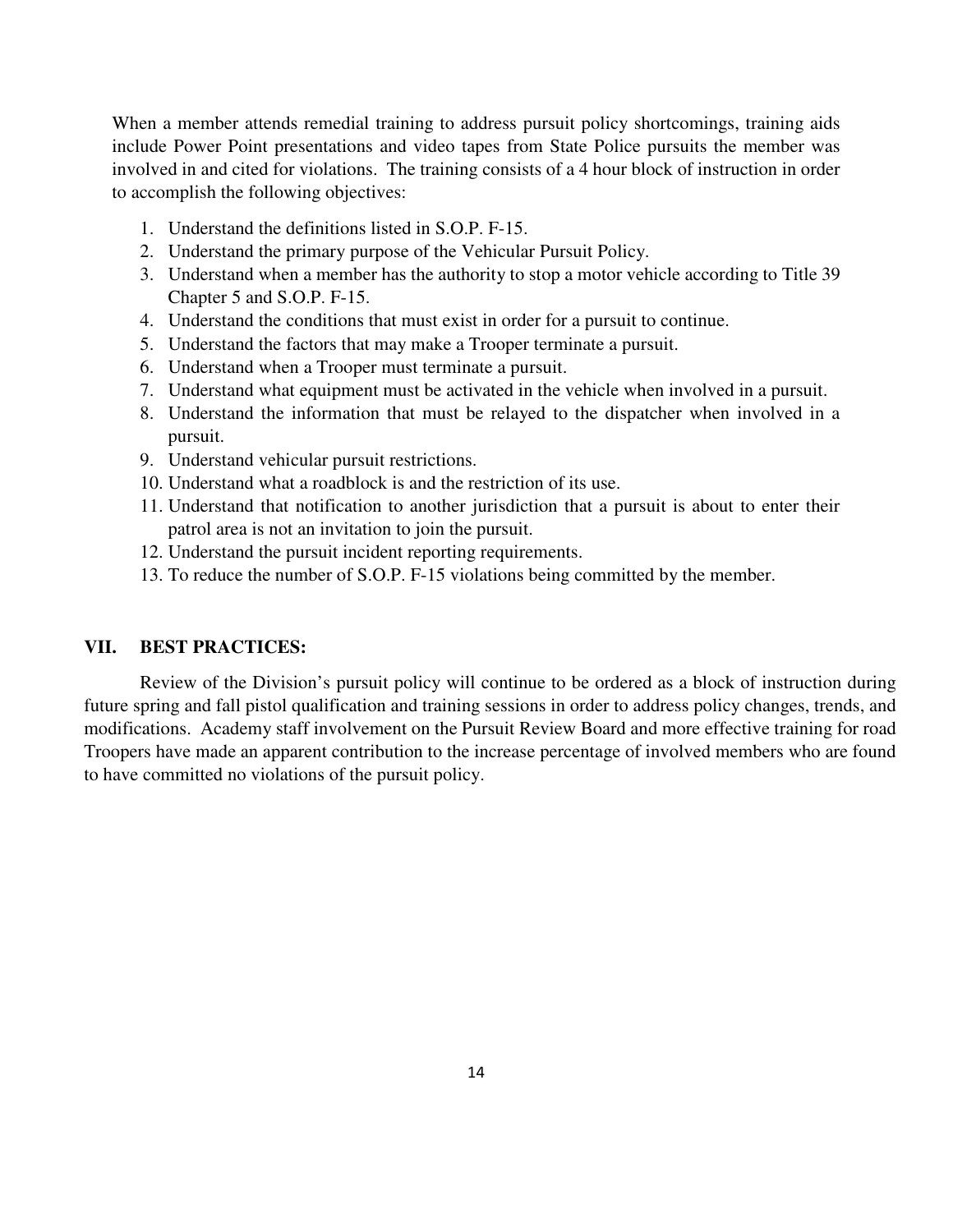When a member attends remedial training to address pursuit policy shortcomings, training aids include Power Point presentations and video tapes from State Police pursuits the member was involved in and cited for violations. The training consists of a 4 hour block of instruction in order to accomplish the following objectives:

1. Understand the definitions listed in S.O.P. F-15.
2. Understand the primary purpose of the Vehicular Pursuit Policy.
3. Understand when a member has the authority to stop a motor vehicle according to Title 39 Chapter 5 and S.O.P. F-15.
4. Understand the conditions that must exist in order for a pursuit to continue.
5. Understand the factors that may make a Trooper terminate a pursuit.
6. Understand when a Trooper must terminate a pursuit.
7. Understand what equipment must be activated in the vehicle when involved in a pursuit.
8. Understand the information that must be relayed to the dispatcher when involved in a pursuit.
9. Understand vehicular pursuit restrictions.
10. Understand what a roadblock is and the restriction of its use.
11. Understand that notification to another jurisdiction that a pursuit is about to enter their patrol area is not an invitation to join the pursuit.
12. Understand the pursuit incident reporting requirements.
13. To reduce the number of S.O.P. F-15 violations being committed by the member.

## VII. BEST PRACTICES:

Review of the Division's pursuit policy will continue to be ordered as a block of instruction during future spring and fall pistol qualification and training sessions in order to address policy changes, trends, and modifications. Academy staff involvement on the Pursuit Review Board and more effective training for road Troopers have made an apparent contribution to the increase percentage of involved members who are found to have committed no violations of the pursuit policy.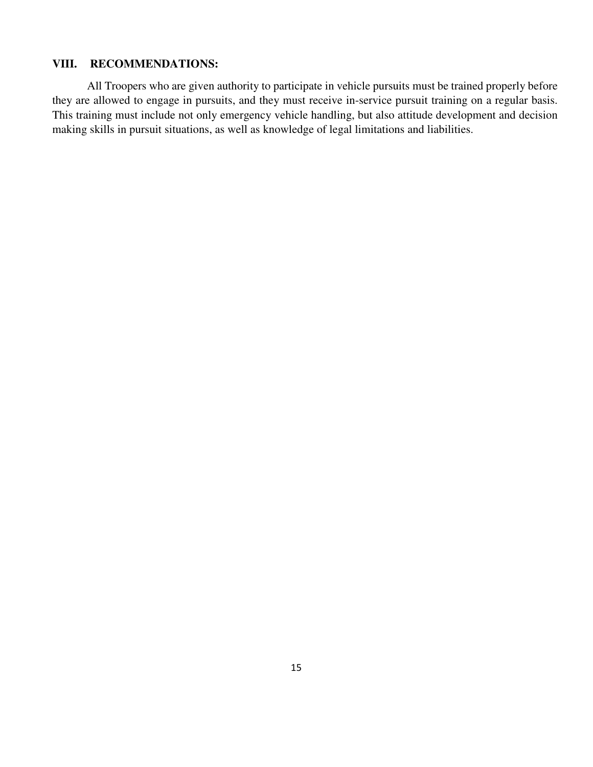## VIII. RECOMMENDATIONS:

All Troopers who are given authority to participate in vehicle pursuits must be trained properly before they are allowed to engage in pursuits, and they must receive in-service pursuit training on a regular basis. This training must include not only emergency vehicle handling, but also attitude development and decision making skills in pursuit situations, as well as knowledge of legal limitations and liabilities.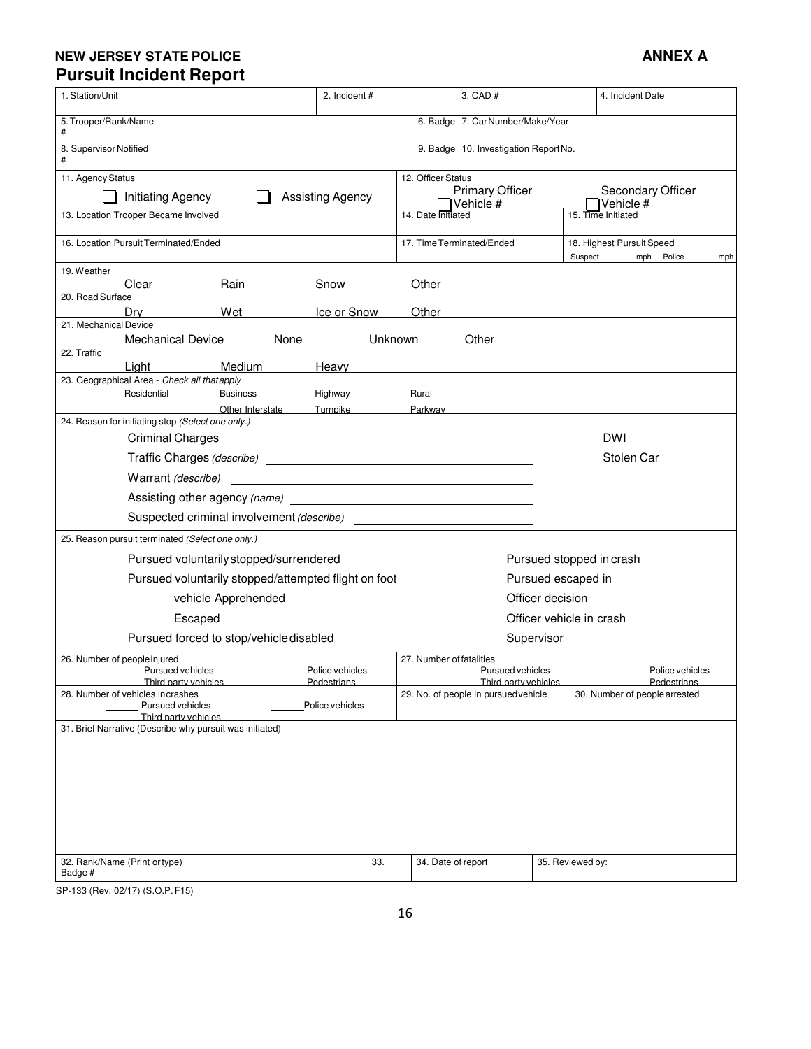**NEW JERSEY STATE POLICE** **ANNEX A**

## Pursuit Incident Report

| | | | |
|---|---|---|---|
| 1. Station/Unit | 2. Incident # | 3. CAD # | 4. Incident Date |
| 5. Trooper/Rank/Name # | 6. Badge | 7. Car Number/Make/Year | |
| 8. Supervisor Notified # | 9. Badge | 10. Investigation Report No. | |
| 11. Agency Status ☐ Initiating Agency ☐ Assisting Agency | 12. Officer Status ☐ Primary Officer Vehicle # ☐ Secondary Officer Vehicle # | | |
| 13. Location Trooper Became Involved | 14. Date Initiated | 15. Time Initiated | |
| 16. Location Pursuit Terminated/Ended | 17. Time Terminated/Ended | 18. Highest Pursuit Speed Suspect mph Police mph | |

19. Weather
Clear Rain Snow Other

20. Road Surface
Dry Wet Ice or Snow Other

21. Mechanical Device
Mechanical Device None Unknown Other

22. Traffic
Light Medium Heavy

23. Geographical Area - *Check all that apply*
Residential Business Highway Rural
Other Interstate Turnpike Parkway

24. Reason for initiating stop *(Select one only.)*

- Criminal Charges ____________________
- Traffic Charges *(describe)* ____________________
- Warrant *(describe)* ____________________
- Assisting other agency *(name)* ____________________
- Suspected criminal involvement *(describe)* ____________________
- DWI
- Stolen Car

25. Reason pursuit terminated *(Select one only.)*

- Pursued voluntarily stopped/surrendered
- Pursued voluntarily stopped/attempted flight on foot
  - vehicle Apprehended
  - Escaped
- Pursued forced to stop/vehicle disabled
- Pursued stopped in crash
- Pursued escaped in
- Officer decision
- Officer vehicle in crash
- Supervisor

| | | |
|---|---|---|
| 26. Number of people injured ____ Pursued vehicles ____ Police vehicles ____ Third party vehicles ____ Pedestrians | 27. Number of fatalities ____ Pursued vehicles ____ Police vehicles ____ Third party vehicles ____ Pedestrians | |
| 28. Number of vehicles in crashes ____ Pursued vehicles ____ Police vehicles ____ Third party vehicles | 29. No. of people in pursued vehicle | 30. Number of people arrested |

31. Brief Narrative (Describe why pursuit was initiated)

| | | | |
|---|---|---|---|
| 32. Rank/Name (Print or type) Badge # | 33. | 34. Date of report | 35. Reviewed by: |

SP-133 (Rev. 02/17) (S.O.P. F15)